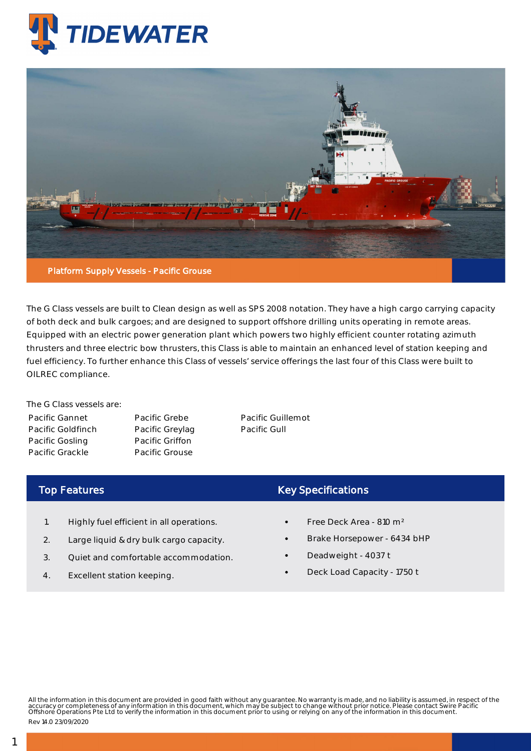# TIDEWATER

**Platform Supply Vessels - Pacific Grouse**

The G Class vessels are built to Clean design as well as SPS 2008 notation. They have a high cargo carrying capacity of both deck and bulk cargoes; and are designed to support offshore drilling units operating in remote areas. Equipped with an electric power generation plant which powers two highly efficient counter rotating azimuth thrusters and three electric bow thrusters, this Class is able to maintain an enhanced level of station keeping and fuel efficiency. To further enhance this Class of vessels' service offerings the last four of this Class were built to OILREC compliance.

The G Class vessels are:

- Pacific Gannet
- Pacific Goldfinch
- Pacific Gosling
- Pacific Grackle
- Pacific Grebe
- Pacific Greylag
- Pacific Griffon
- Pacific Grouse
- Pacific Guillemot
- Pacific Gull

## Top Features

1. Highly fuel efficient in all operations.
2. Large liquid & dry bulk cargo capacity.
3. Quiet and comfortable accommodation.
4. Excellent station keeping.

## Key Specifications

- Free Deck Area - 810 m²
- Brake Horsepower - 6434 bHP
- Deadweight - 4037 t
- Deck Load Capacity - 1750 t

All the information in this document are provided in good faith without any guarantee. No warranty is made, and no liability is assumed, in respect of the accuracy or completeness of any information in this document, which may be subject to change without prior notice. Please contact Swire Pacific Offshore Operations Pte Ltd to verify the information in this document prior to using or relying on any of the information in this document.

Rev 14.0 23/09/2020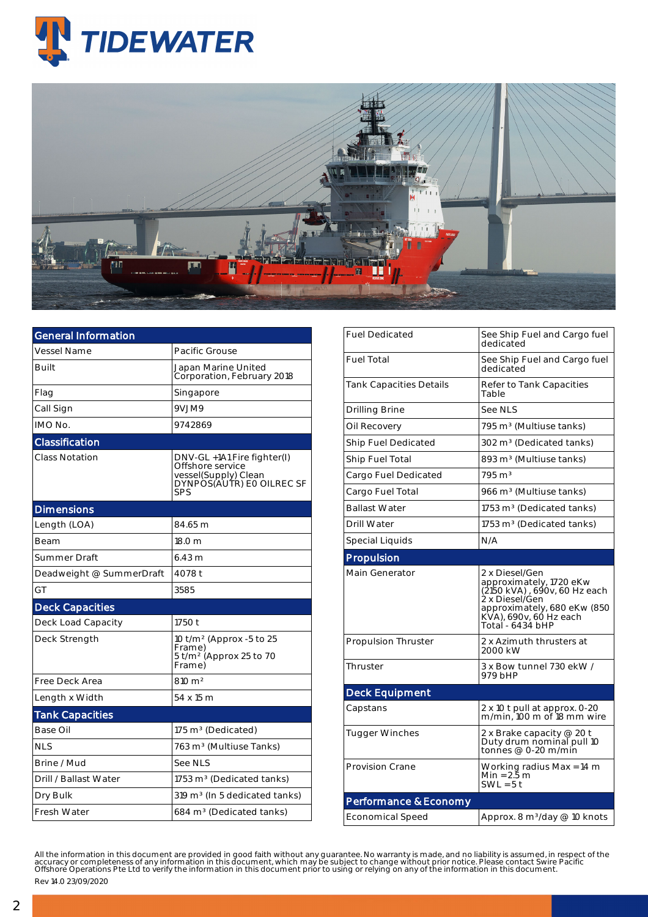TIDEWATER

| General Information | |
|---|---|
| Vessel Name | Pacific Grouse |
| Built | Japan Marine United Corporation, February 2018 |
| Flag | Singapore |
| Call Sign | 9VJM9 |
| IMO No. | 9742869 |
| **Classification** | |
| Class Notation | DNV-GL +1A1 Fire fighter(I) Offshore service vessel(Supply) Clean DYNPOS(AUTR) E0 OILREC SF SPS |
| **Dimensions** | |
| Length (LOA) | 84.65 m |
| Beam | 18.0 m |
| Summer Draft | 6.43 m |
| Deadweight @ SummerDraft | 4078 t |
| GT | 3585 |
| **Deck Capacities** | |
| Deck Load Capacity | 1750 t |
| Deck Strength | 10 t/m² (Approx -5 to 25 Frame)<br>5 t/m² (Approx 25 to 70 Frame) |
| Free Deck Area | 810 m² |
| Length x Width | 54 x 15 m |
| **Tank Capacities** | |
| Base Oil | 175 m³ (Dedicated) |
| NLS | 763 m³ (Multiuse Tanks) |
| Brine / Mud | See NLS |
| Drill / Ballast Water | 1753 m³ (Dedicated tanks) |
| Dry Bulk | 319 m³ (In 5 dedicated tanks) |
| Fresh Water | 684 m³ (Dedicated tanks) |

| | |
|---|---|
| Fuel Dedicated | See Ship Fuel and Cargo fuel dedicated |
| Fuel Total | See Ship Fuel and Cargo fuel dedicated |
| Tank Capacities Details | Refer to Tank Capacities Table |
| Drilling Brine | See NLS |
| Oil Recovery | 795 m³ (Multiuse tanks) |
| Ship Fuel Dedicated | 302 m³ (Dedicated tanks) |
| Ship Fuel Total | 893 m³ (Multiuse tanks) |
| Cargo Fuel Dedicated | 795 m³ |
| Cargo Fuel Total | 966 m³ (Multiuse tanks) |
| Ballast Water | 1753 m³ (Dedicated tanks) |
| Drill Water | 1753 m³ (Dedicated tanks) |
| Special Liquids | N/A |
| **Propulsion** | |
| Main Generator | 2 x Diesel/Gen approximately, 1720 eKw (2150 kVA) , 690v, 60 Hz each<br>2 x Diesel/Gen approximately, 680 eKw (850 KVA), 690v, 60 Hz each<br>Total - 6434 bHP |
| Propulsion Thruster | 2 x Azimuth thrusters at 2000 kW |
| Thruster | 3 x Bow tunnel 730 ekW / 979 bHP |
| **Deck Equipment** | |
| Capstans | 2 x 10 t pull at approx. 0-20 m/min, 100 m of 18 mm wire |
| Tugger Winches | 2 x Brake capacity @ 20 t Duty drum nominal pull 10 tonnes @ 0-20 m/min |
| Provision Crane | Working radius Max = 14 m Min = 2.5 m<br>SWL = 5 t |
| **Performance & Economy** | |
| Economical Speed | Approx. 8 m³/day @ 10 knots |

All the information in this document are provided in good faith without any guarantee. No warranty is made, and no liability is assumed, in respect of the accuracy or completeness of any information in this document, which may be subject to change without prior notice. Please contact Swire Pacific Offshore Operations Pte Ltd to verify the information in this document prior to using or relying on any of the information in this document.

Rev 14.0 23/09/2020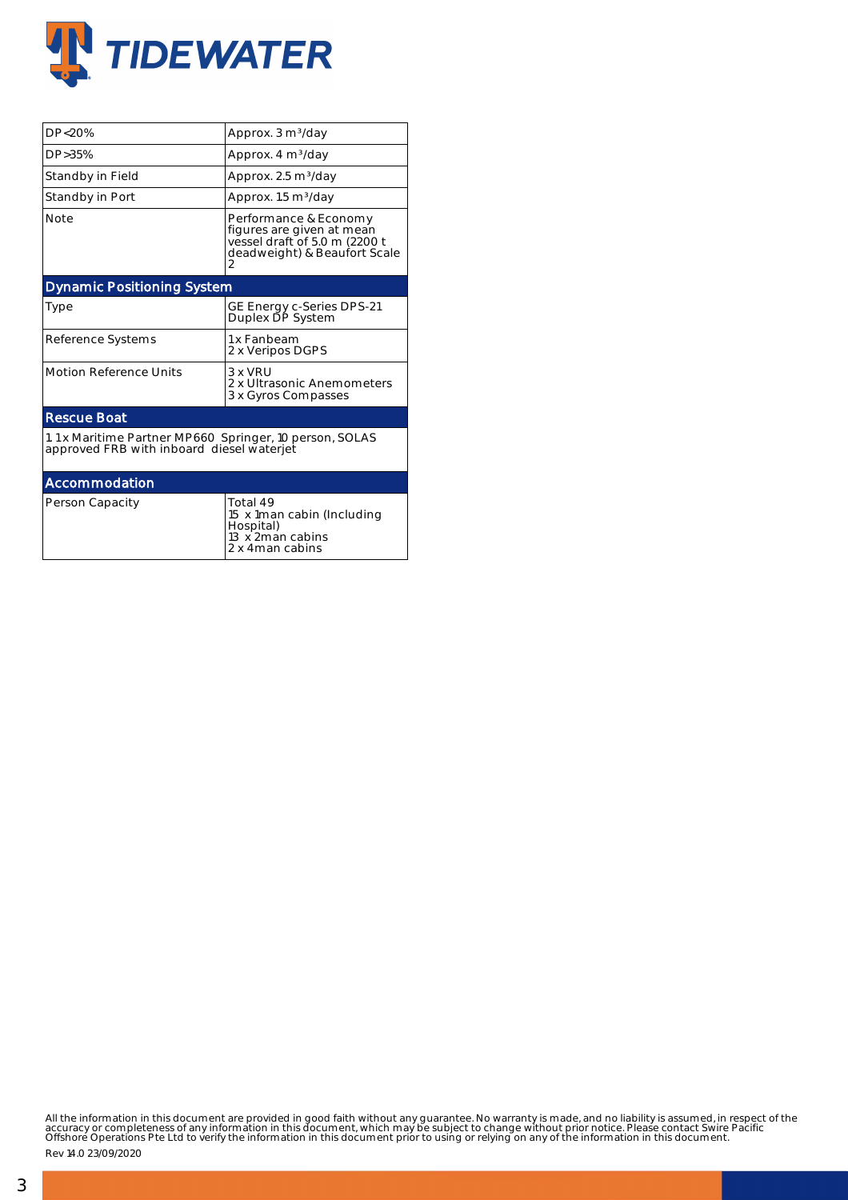| | |
|---|---|
| DP<20% | Approx. 3 m³/day |
| DP>35% | Approx. 4 m³/day |
| Standby in Field | Approx. 2.5 m³/day |
| Standby in Port | Approx. 1.5 m³/day |
| Note | Performance & Economy figures are given at mean vessel draft of 5.0 m (2200 t deadweight) & Beaufort Scale 2 |

## Dynamic Positioning System

| | |
|---|---|
| Type | GE Energy c-Series DPS-21 Duplex DP System |
| Reference Systems | 1 x Fanbeam<br>2 x Veripos DGPS |
| Motion Reference Units | 3 x VRU<br>2 x Ultrasonic Anemometers<br>3 x Gyros Compasses |

## Rescue Boat

1. 1 x Maritime Partner MP660 Springer, 10 person, SOLAS approved FRB with inboard diesel waterjet

## Accommodation

| | |
|---|---|
| Person Capacity | Total 49<br>15 x 1man cabin (Including Hospital)<br>13 x 2man cabins<br>2 x 4man cabins |

All the information in this document are provided in good faith without any guarantee. No warranty is made, and no liability is assumed, in respect of the accuracy or completeness of any information in this document, which may be subject to change without prior notice. Please contact Swire Pacific Offshore Operations Pte Ltd to verify the information in this document prior to using or relying on any of the information in this document.

Rev 14.0 23/09/2020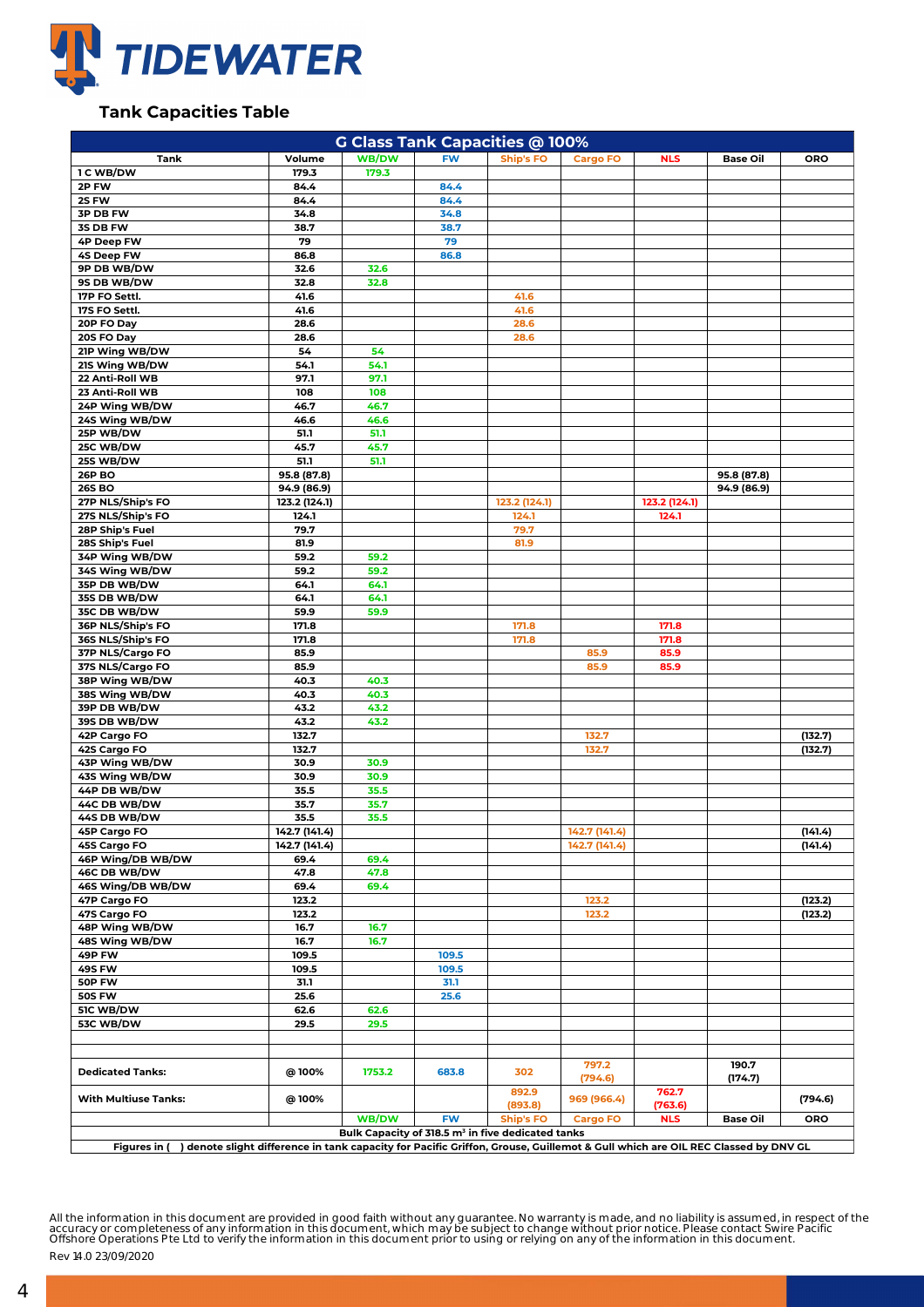# TIDEWATER

## Tank Capacities Table

| G Class Tank Capacities @ 100% | | | | | | | | |
|---|---|---|---|---|---|---|---|---|
| **Tank** | **Volume** | **WB/DW** | **FW** | **Ship's FO** | **Cargo FO** | **NLS** | **Base Oil** | **ORO** |
| 1 C WB/DW | 179.3 | 179.3 | | | | | | |
| 2P FW | 84.4 | | 84.4 | | | | | |
| 2S FW | 84.4 | | 84.4 | | | | | |
| 3P DB FW | 34.8 | | 34.8 | | | | | |
| 3S DB FW | 38.7 | | 38.7 | | | | | |
| 4P Deep FW | 79 | | 79 | | | | | |
| 4S Deep FW | 86.8 | | 86.8 | | | | | |
| 9P DB WB/DW | 32.6 | 32.6 | | | | | | |
| 9S DB WB/DW | 32.8 | 32.8 | | | | | | |
| 17P FO Settl. | 41.6 | | | 41.6 | | | | |
| 17S FO Settl. | 41.6 | | | 41.6 | | | | |
| 20P FO Day | 28.6 | | | 28.6 | | | | |
| 20S FO Day | 28.6 | | | 28.6 | | | | |
| 21P Wing WB/DW | 54 | 54 | | | | | | |
| 21S Wing WB/DW | 54.1 | 54.1 | | | | | | |
| 22 Anti-Roll WB | 97.1 | 97.1 | | | | | | |
| 23 Anti-Roll WB | 108 | 108 | | | | | | |
| 24P Wing WB/DW | 46.7 | 46.7 | | | | | | |
| 24S Wing WB/DW | 46.6 | 46.6 | | | | | | |
| 25P WB/DW | 51.1 | 51.1 | | | | | | |
| 25C WB/DW | 45.7 | 45.7 | | | | | | |
| 25S WB/DW | 51.1 | 51.1 | | | | | | |
| 26P BO | 95.8 (87.8) | | | | | | 95.8 (87.8) | |
| 26S BO | 94.9 (86.9) | | | | | | 94.9 (86.9) | |
| 27P NLS/Ship's FO | 123.2 (124.1) | | | 123.2 (124.1) | | 123.2 (124.1) | | |
| 27S NLS/Ship's FO | 124.1 | | | 124.1 | | 124.1 | | |
| 28P Ship's Fuel | 79.7 | | | 79.7 | | | | |
| 28S Ship's Fuel | 81.9 | | | 81.9 | | | | |
| 34P Wing WB/DW | 59.2 | 59.2 | | | | | | |
| 34S Wing WB/DW | 59.2 | 59.2 | | | | | | |
| 35P DB WB/DW | 64.1 | 64.1 | | | | | | |
| 35S DB WB/DW | 64.1 | 64.1 | | | | | | |
| 35C DB WB/DW | 59.9 | 59.9 | | | | | | |
| 36P NLS/Ship's FO | 171.8 | | | 171.8 | | 171.8 | | |
| 36S NLS/Ship's FO | 171.8 | | | 171.8 | | 171.8 | | |
| 37P NLS/Cargo FO | 85.9 | | | | 85.9 | 85.9 | | |
| 37S NLS/Cargo FO | 85.9 | | | | 85.9 | 85.9 | | |
| 38P Wing WB/DW | 40.3 | 40.3 | | | | | | |
| 38S Wing WB/DW | 40.3 | 40.3 | | | | | | |
| 39P DB WB/DW | 43.2 | 43.2 | | | | | | |
| 39S DB WB/DW | 43.2 | 43.2 | | | | | | |
| 42P Cargo FO | 132.7 | | | | 132.7 | | | (132.7) |
| 42S Cargo FO | 132.7 | | | | 132.7 | | | (132.7) |
| 43P Wing WB/DW | 30.9 | 30.9 | | | | | | |
| 43S Wing WB/DW | 30.9 | 30.9 | | | | | | |
| 44P DB WB/DW | 35.5 | 35.5 | | | | | | |
| 44C DB WB/DW | 35.7 | 35.7 | | | | | | |
| 44S DB WB/DW | 35.5 | 35.5 | | | | | | |
| 45P Cargo FO | 142.7 (141.4) | | | | 142.7 (141.4) | | | (141.4) |
| 45S Cargo FO | 142.7 (141.4) | | | | 142.7 (141.4) | | | (141.4) |
| 46P Wing/DB WB/DW | 69.4 | 69.4 | | | | | | |
| 46C DB WB/DW | 47.8 | 47.8 | | | | | | |
| 46S Wing/DB WB/DW | 69.4 | 69.4 | | | | | | |
| 47P Cargo FO | 123.2 | | | | 123.2 | | | (123.2) |
| 47S Cargo FO | 123.2 | | | | 123.2 | | | (123.2) |
| 48P Wing WB/DW | 16.7 | 16.7 | | | | | | |
| 48S Wing WB/DW | 16.7 | 16.7 | | | | | | |
| 49P FW | 109.5 | | 109.5 | | | | | |
| 49S FW | 109.5 | | 109.5 | | | | | |
| 50P FW | 31.1 | | 31.1 | | | | | |
| 50S FW | 25.6 | | 25.6 | | | | | |
| 51C WB/DW | 62.6 | 62.6 | | | | | | |
| 53C WB/DW | 29.5 | 29.5 | | | | | | |
| | | | | | | | | |
| | | | | | | | | |
| **Dedicated Tanks:** | @ 100% | 1753.2 | 683.8 | 302 | 797.2 (794.6) | | 190.7 (174.7) | |
| **With Multiuse Tanks:** | @ 100% | | | 892.9 (893.8) | 969 (966.4) | 762.7 (763.6) | | (794.6) |
| | | **WB/DW** | **FW** | **Ship's FO** | **Cargo FO** | **NLS** | **Base Oil** | **ORO** |
| Bulk Capacity of 318.5 m³ in five dedicated tanks | | | | | | | | |
| Figures in ( ) denote slight difference in tank capacity for Pacific Griffon, Grouse, Guillemot & Gull which are OIL REC Classed by DNV GL | | | | | | | | |

All the information in this document are provided in good faith without any guarantee. No warranty is made, and no liability is assumed, in respect of the accuracy or completeness of any information in this document, which may be subject to change without prior notice. Please contact Swire Pacific Offshore Operations Pte Ltd to verify the information in this document prior to using or relying on any of the information in this document.

Rev 14.0 23/09/2020